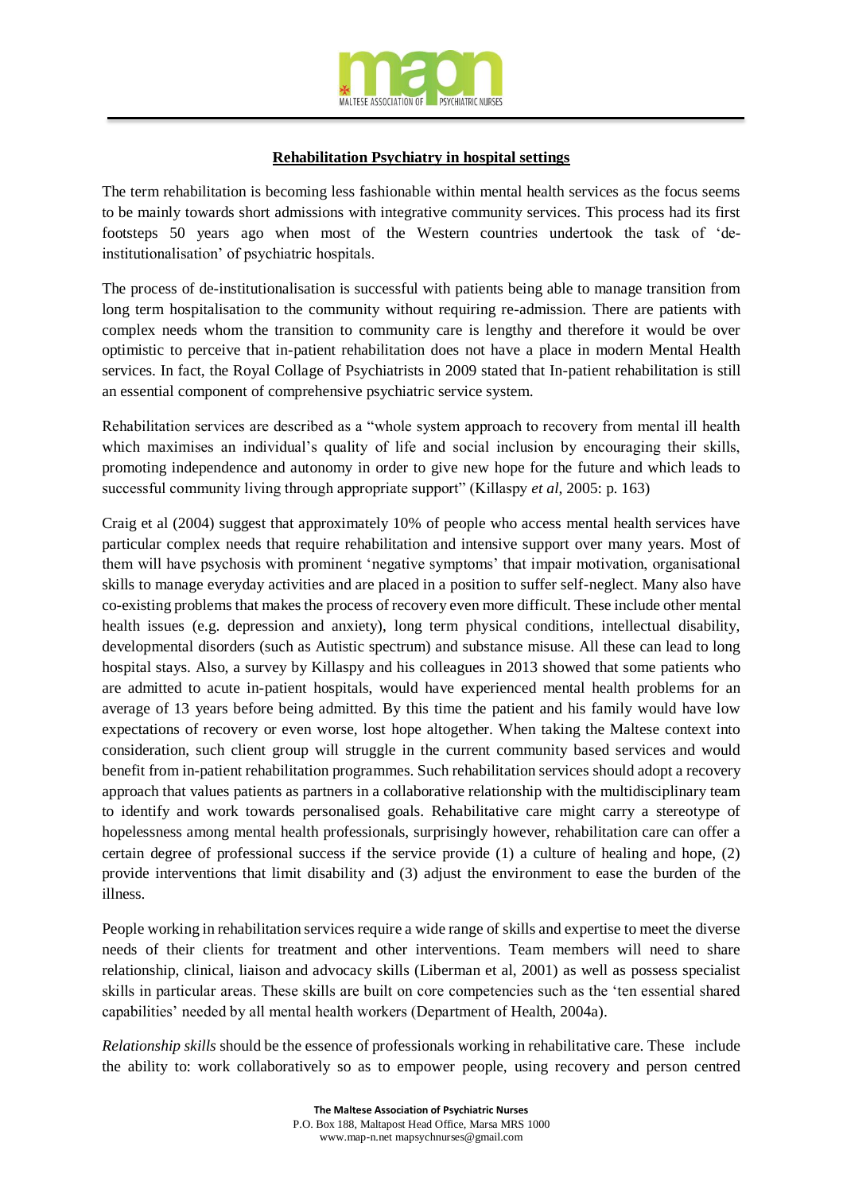**Rehabilitation Psychiatry in hospital settings**

The term rehabilitation is becoming less fashionable within mental health services as the focus seems to be mainly towards short admissions with integrative community services. This process had its first footsteps 50 years ago when most of the Western countries undertook the task of 'de-institutionalisation' of psychiatric hospitals.

The process of de-institutionalisation is successful with patients being able to manage transition from long term hospitalisation to the community without requiring re-admission. There are patients with complex needs whom the transition to community care is lengthy and therefore it would be over optimistic to perceive that in-patient rehabilitation does not have a place in modern Mental Health services. In fact, the Royal Collage of Psychiatrists in 2009 stated that In-patient rehabilitation is still an essential component of comprehensive psychiatric service system.

Rehabilitation services are described as a "whole system approach to recovery from mental ill health which maximises an individual's quality of life and social inclusion by encouraging their skills, promoting independence and autonomy in order to give new hope for the future and which leads to successful community living through appropriate support" (Killaspy *et al*, 2005: p. 163)

Craig et al (2004) suggest that approximately 10% of people who access mental health services have particular complex needs that require rehabilitation and intensive support over many years. Most of them will have psychosis with prominent 'negative symptoms' that impair motivation, organisational skills to manage everyday activities and are placed in a position to suffer self-neglect. Many also have co-existing problems that makes the process of recovery even more difficult. These include other mental health issues (e.g. depression and anxiety), long term physical conditions, intellectual disability, developmental disorders (such as Autistic spectrum) and substance misuse. All these can lead to long hospital stays. Also, a survey by Killaspy and his colleagues in 2013 showed that some patients who are admitted to acute in-patient hospitals, would have experienced mental health problems for an average of 13 years before being admitted. By this time the patient and his family would have low expectations of recovery or even worse, lost hope altogether. When taking the Maltese context into consideration, such client group will struggle in the current community based services and would benefit from in-patient rehabilitation programmes. Such rehabilitation services should adopt a recovery approach that values patients as partners in a collaborative relationship with the multidisciplinary team to identify and work towards personalised goals. Rehabilitative care might carry a stereotype of hopelessness among mental health professionals, surprisingly however, rehabilitation care can offer a certain degree of professional success if the service provide (1) a culture of healing and hope, (2) provide interventions that limit disability and (3) adjust the environment to ease the burden of the illness.

People working in rehabilitation services require a wide range of skills and expertise to meet the diverse needs of their clients for treatment and other interventions. Team members will need to share relationship, clinical, liaison and advocacy skills (Liberman et al, 2001) as well as possess specialist skills in particular areas. These skills are built on core competencies such as the 'ten essential shared capabilities' needed by all mental health workers (Department of Health, 2004a).

*Relationship skills* should be the essence of professionals working in rehabilitative care. These include the ability to: work collaboratively so as to empower people, using recovery and person centred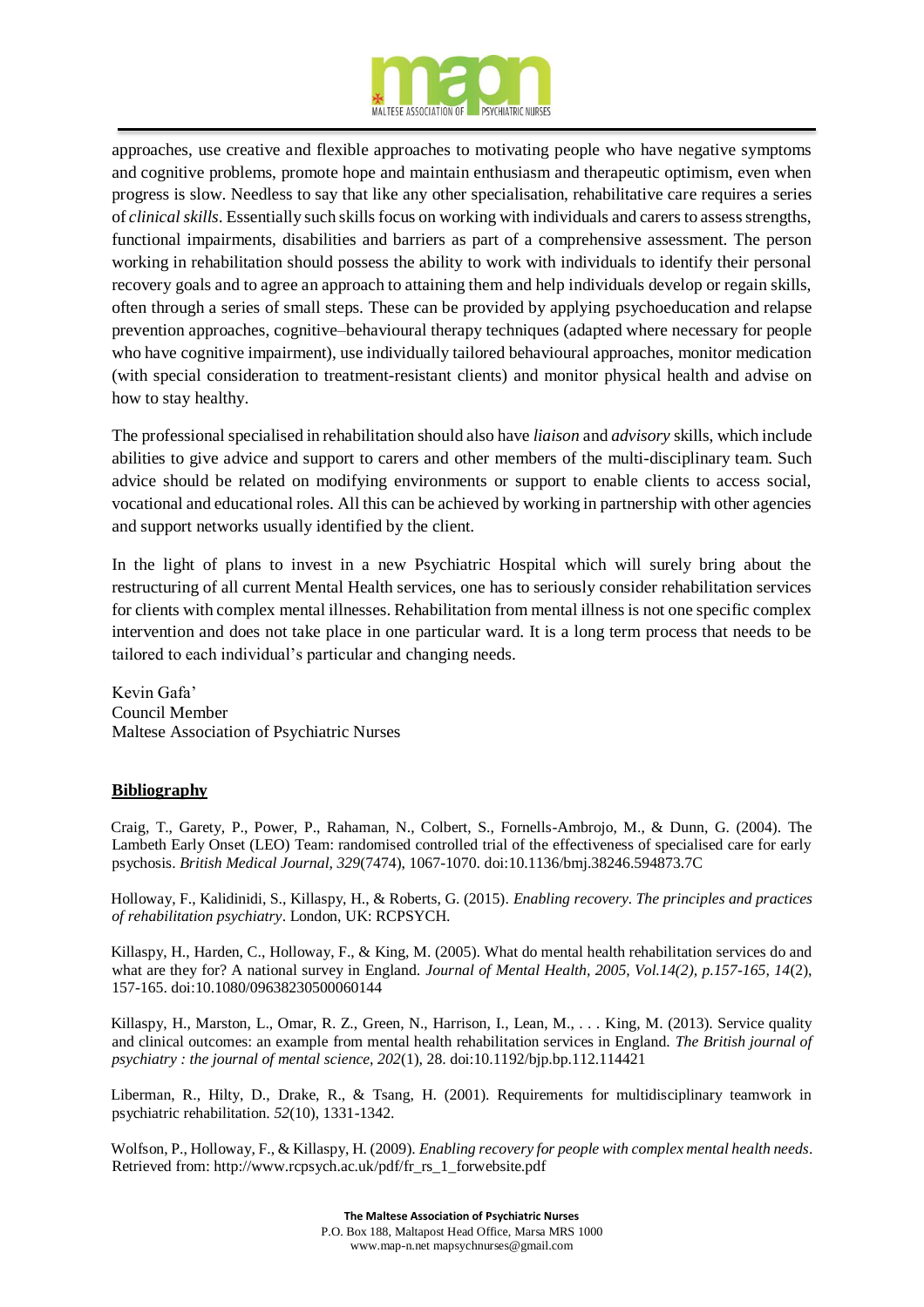approaches, use creative and flexible approaches to motivating people who have negative symptoms and cognitive problems, promote hope and maintain enthusiasm and therapeutic optimism, even when progress is slow. Needless to say that like any other specialisation, rehabilitative care requires a series of *clinical skills*. Essentially such skills focus on working with individuals and carers to assess strengths, functional impairments, disabilities and barriers as part of a comprehensive assessment. The person working in rehabilitation should possess the ability to work with individuals to identify their personal recovery goals and to agree an approach to attaining them and help individuals develop or regain skills, often through a series of small steps. These can be provided by applying psychoeducation and relapse prevention approaches, cognitive–behavioural therapy techniques (adapted where necessary for people who have cognitive impairment), use individually tailored behavioural approaches, monitor medication (with special consideration to treatment-resistant clients) and monitor physical health and advise on how to stay healthy.

The professional specialised in rehabilitation should also have *liaison* and *advisory* skills, which include abilities to give advice and support to carers and other members of the multi-disciplinary team. Such advice should be related on modifying environments or support to enable clients to access social, vocational and educational roles. All this can be achieved by working in partnership with other agencies and support networks usually identified by the client.

In the light of plans to invest in a new Psychiatric Hospital which will surely bring about the restructuring of all current Mental Health services, one has to seriously consider rehabilitation services for clients with complex mental illnesses. Rehabilitation from mental illness is not one specific complex intervention and does not take place in one particular ward. It is a long term process that needs to be tailored to each individual's particular and changing needs.

Kevin Gafa'
Council Member
Maltese Association of Psychiatric Nurses

## Bibliography

Craig, T., Garety, P., Power, P., Rahaman, N., Colbert, S., Fornells-Ambrojo, M., & Dunn, G. (2004). The Lambeth Early Onset (LEO) Team: randomised controlled trial of the effectiveness of specialised care for early psychosis. *British Medical Journal, 329*(7474), 1067-1070. doi:10.1136/bmj.38246.594873.7C

Holloway, F., Kalidinidi, S., Killaspy, H., & Roberts, G. (2015). *Enabling recovery. The principles and practices of rehabilitation psychiatry*. London, UK: RCPSYCH.

Killaspy, H., Harden, C., Holloway, F., & King, M. (2005). What do mental health rehabilitation services do and what are they for? A national survey in England. *Journal of Mental Health, 2005, Vol.14(2), p.157-165, 14*(2), 157-165. doi:10.1080/09638230500060144

Killaspy, H., Marston, L., Omar, R. Z., Green, N., Harrison, I., Lean, M., . . . King, M. (2013). Service quality and clinical outcomes: an example from mental health rehabilitation services in England. *The British journal of psychiatry : the journal of mental science, 202*(1), 28. doi:10.1192/bjp.bp.112.114421

Liberman, R., Hilty, D., Drake, R., & Tsang, H. (2001). Requirements for multidisciplinary teamwork in psychiatric rehabilitation. *52*(10), 1331-1342.

Wolfson, P., Holloway, F., & Killaspy, H. (2009). *Enabling recovery for people with complex mental health needs*. Retrieved from: http://www.rcpsych.ac.uk/pdf/fr_rs_1_forwebsite.pdf